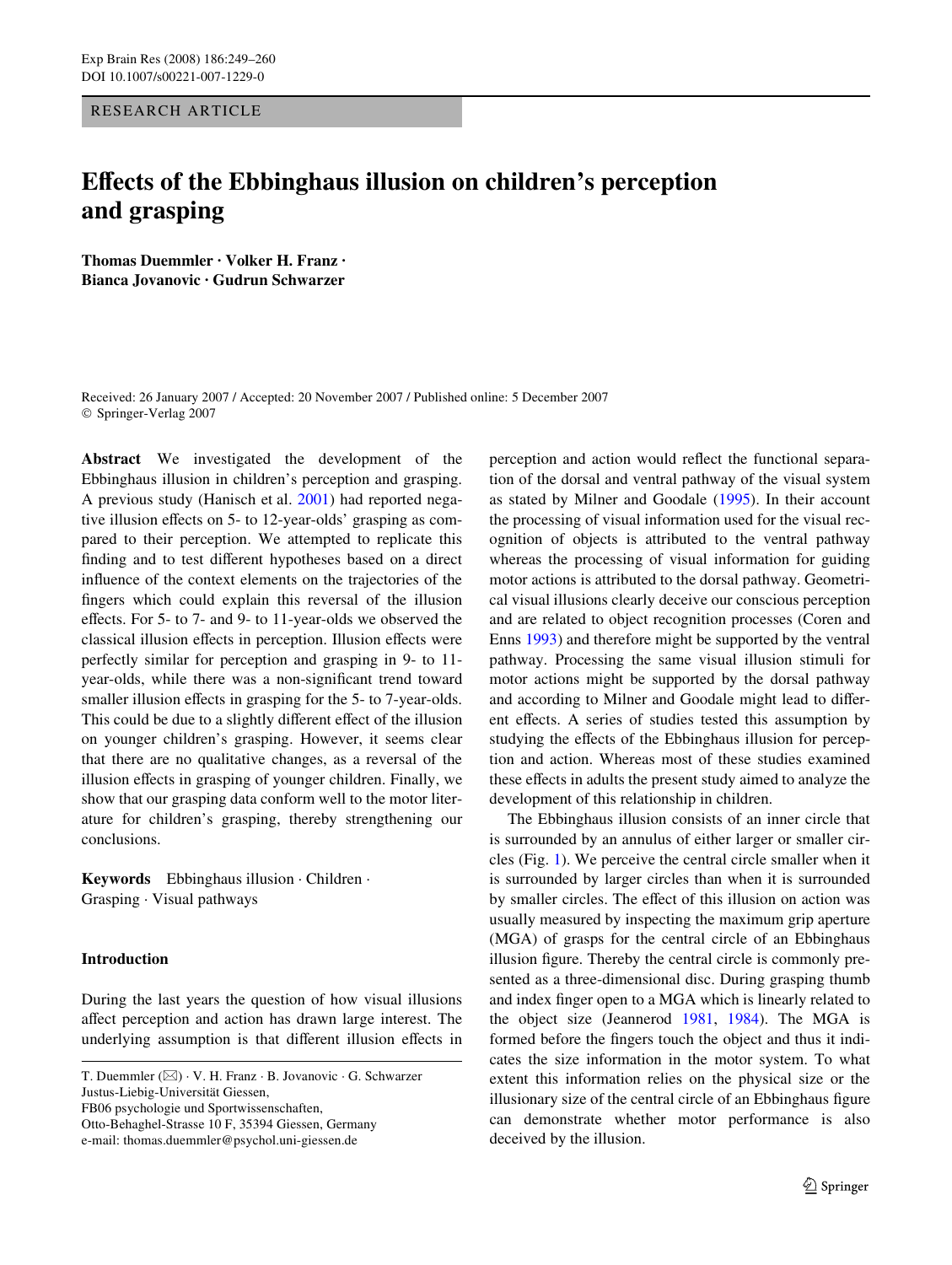RESEARCH ARTICLE

# Effects of the Ebbinghaus illusion on children's perception and grasping

**Thomas Duemmler · Volker H. Franz · Bianca Jovanovic · Gudrun Schwarzer**

Received: 26 January 2007 / Accepted: 20 November 2007 / Published online: 5 December 2007
© Springer-Verlag 2007

**Abstract** We investigated the development of the Ebbinghaus illusion in children's perception and grasping. A previous study (Hanisch et al. 2001) had reported negative illusion effects on 5- to 12-year-olds' grasping as compared to their perception. We attempted to replicate this finding and to test different hypotheses based on a direct influence of the context elements on the trajectories of the fingers which could explain this reversal of the illusion effects. For 5- to 7- and 9- to 11-year-olds we observed the classical illusion effects in perception. Illusion effects were perfectly similar for perception and grasping in 9- to 11-year-olds, while there was a non-significant trend toward smaller illusion effects in grasping for the 5- to 7-year-olds. This could be due to a slightly different effect of the illusion on younger children's grasping. However, it seems clear that there are no qualitative changes, as a reversal of the illusion effects in grasping of younger children. Finally, we show that our grasping data conform well to the motor literature for children's grasping, thereby strengthening our conclusions.

**Keywords** Ebbinghaus illusion · Children · Grasping · Visual pathways

## Introduction

During the last years the question of how visual illusions affect perception and action has drawn large interest. The underlying assumption is that different illusion effects in perception and action would reflect the functional separation of the dorsal and ventral pathway of the visual system as stated by Milner and Goodale (1995). In their account the processing of visual information used for the visual recognition of objects is attributed to the ventral pathway whereas the processing of visual information for guiding motor actions is attributed to the dorsal pathway. Geometrical visual illusions clearly deceive our conscious perception and are related to object recognition processes (Coren and Enns 1993) and therefore might be supported by the ventral pathway. Processing the same visual illusion stimuli for motor actions might be supported by the dorsal pathway and according to Milner and Goodale might lead to different effects. A series of studies tested this assumption by studying the effects of the Ebbinghaus illusion for perception and action. Whereas most of these studies examined these effects in adults the present study aimed to analyze the development of this relationship in children.

The Ebbinghaus illusion consists of an inner circle that is surrounded by an annulus of either larger or smaller circles (Fig. 1). We perceive the central circle smaller when it is surrounded by larger circles than when it is surrounded by smaller circles. The effect of this illusion on action was usually measured by inspecting the maximum grip aperture (MGA) of grasps for the central circle of an Ebbinghaus illusion figure. Thereby the central circle is commonly presented as a three-dimensional disc. During grasping thumb and index finger open to a MGA which is linearly related to the object size (Jeannerod 1981, 1984). The MGA is formed before the fingers touch the object and thus it indicates the size information in the motor system. To what extent this information relies on the physical size or the illusionary size of the central circle of an Ebbinghaus figure can demonstrate whether motor performance is also deceived by the illusion.

---

T. Duemmler (✉) · V. H. Franz · B. Jovanovic · G. Schwarzer
Justus-Liebig-Universität Giessen,
FB06 psychologie und Sportwissenschaften,
Otto-Behaghel-Strasse 10 F, 35394 Giessen, Germany
e-mail: thomas.duemmler@psychol.uni-giessen.de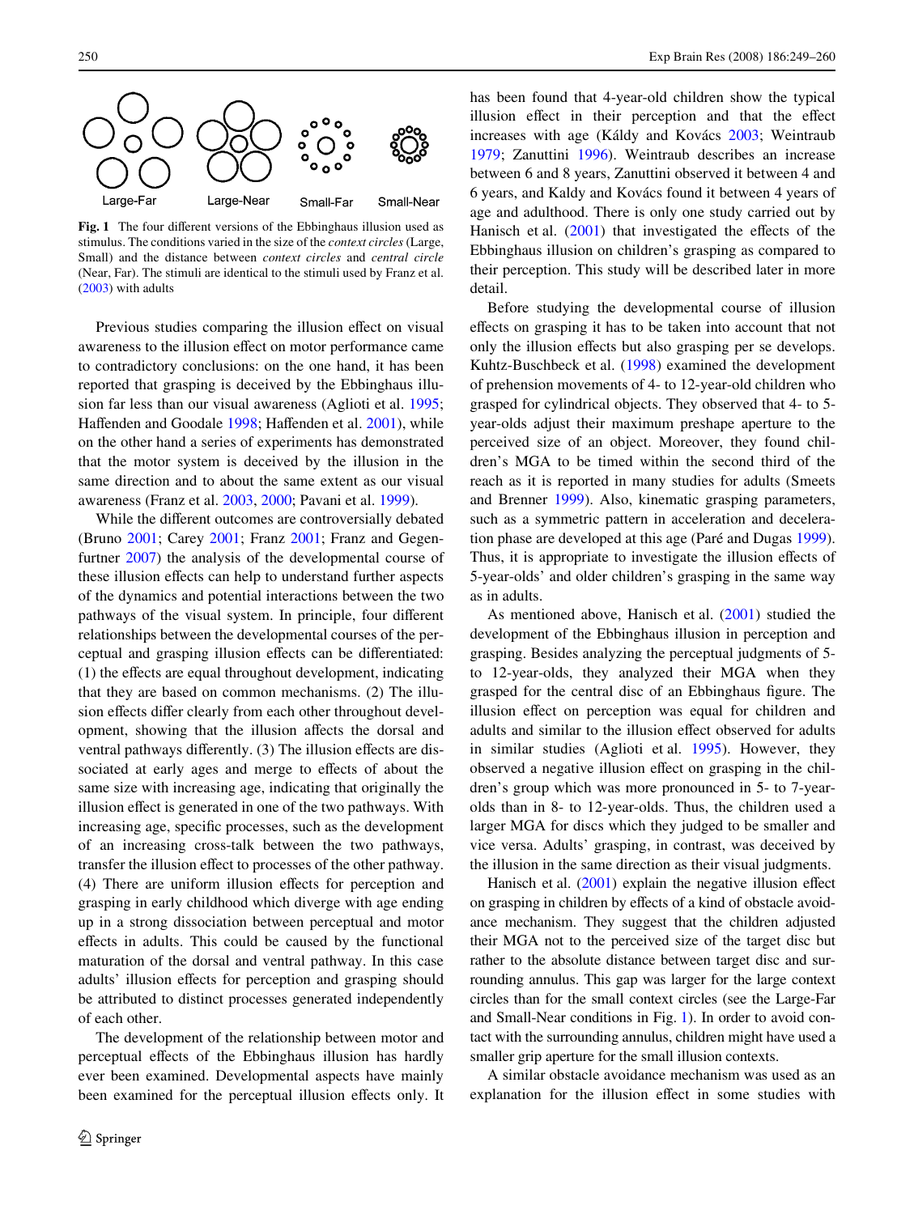Large-Far Large-Near Small-Far Small-Near

**Fig. 1** The four different versions of the Ebbinghaus illusion used as stimulus. The conditions varied in the size of the *context circles* (Large, Small) and the distance between *context circles* and *central circle* (Near, Far). The stimuli are identical to the stimuli used by Franz et al. (2003) with adults

Previous studies comparing the illusion effect on visual awareness to the illusion effect on motor performance came to contradictory conclusions: on the one hand, it has been reported that grasping is deceived by the Ebbinghaus illusion far less than our visual awareness (Aglioti et al. 1995; Haffenden and Goodale 1998; Haffenden et al. 2001), while on the other hand a series of experiments has demonstrated that the motor system is deceived by the illusion in the same direction and to about the same extent as our visual awareness (Franz et al. 2003, 2000; Pavani et al. 1999).

While the different outcomes are controversially debated (Bruno 2001; Carey 2001; Franz 2001; Franz and Gegenfurtner 2007) the analysis of the developmental course of these illusion effects can help to understand further aspects of the dynamics and potential interactions between the two pathways of the visual system. In principle, four different relationships between the developmental courses of the perceptual and grasping illusion effects can be differentiated: (1) the effects are equal throughout development, indicating that they are based on common mechanisms. (2) The illusion effects differ clearly from each other throughout development, showing that the illusion affects the dorsal and ventral pathways differently. (3) The illusion effects are dissociated at early ages and merge to effects of about the same size with increasing age, indicating that originally the illusion effect is generated in one of the two pathways. With increasing age, specific processes, such as the development of an increasing cross-talk between the two pathways, transfer the illusion effect to processes of the other pathway. (4) There are uniform illusion effects for perception and grasping in early childhood which diverge with age ending up in a strong dissociation between perceptual and motor effects in adults. This could be caused by the functional maturation of the dorsal and ventral pathway. In this case adults' illusion effects for perception and grasping should be attributed to distinct processes generated independently of each other.

The development of the relationship between motor and perceptual effects of the Ebbinghaus illusion has hardly ever been examined. Developmental aspects have mainly been examined for the perceptual illusion effects only. It has been found that 4-year-old children show the typical illusion effect in their perception and that the effect increases with age (Káldy and Kovács 2003; Weintraub 1979; Zanuttini 1996). Weintraub describes an increase between 6 and 8 years, Zanuttini observed it between 4 and 6 years, and Kaldy and Kovács found it between 4 years of age and adulthood. There is only one study carried out by Hanisch et al. (2001) that investigated the effects of the Ebbinghaus illusion on children's grasping as compared to their perception. This study will be described later in more detail.

Before studying the developmental course of illusion effects on grasping it has to be taken into account that not only the illusion effects but also grasping per se develops. Kuhtz-Buschbeck et al. (1998) examined the development of prehension movements of 4- to 12-year-old children who grasped for cylindrical objects. They observed that 4- to 5-year-olds adjust their maximum preshape aperture to the perceived size of an object. Moreover, they found children's MGA to be timed within the second third of the reach as it is reported in many studies for adults (Smeets and Brenner 1999). Also, kinematic grasping parameters, such as a symmetric pattern in acceleration and deceleration phase are developed at this age (Paré and Dugas 1999). Thus, it is appropriate to investigate the illusion effects of 5-year-olds' and older children's grasping in the same way as in adults.

As mentioned above, Hanisch et al. (2001) studied the development of the Ebbinghaus illusion in perception and grasping. Besides analyzing the perceptual judgments of 5- to 12-year-olds, they analyzed their MGA when they grasped for the central disc of an Ebbinghaus figure. The illusion effect on perception was equal for children and adults and similar to the illusion effect observed for adults in similar studies (Aglioti et al. 1995). However, they observed a negative illusion effect on grasping in the children's group which was more pronounced in 5- to 7-year-olds than in 8- to 12-year-olds. Thus, the children used a larger MGA for discs which they judged to be smaller and vice versa. Adults' grasping, in contrast, was deceived by the illusion in the same direction as their visual judgments.

Hanisch et al. (2001) explain the negative illusion effect on grasping in children by effects of a kind of obstacle avoidance mechanism. They suggest that the children adjusted their MGA not to the perceived size of the target disc but rather to the absolute distance between target disc and surrounding annulus. This gap was larger for the large context circles than for the small context circles (see the Large-Far and Small-Near conditions in Fig. 1). In order to avoid contact with the surrounding annulus, children might have used a smaller grip aperture for the small illusion contexts.

A similar obstacle avoidance mechanism was used as an explanation for the illusion effect in some studies with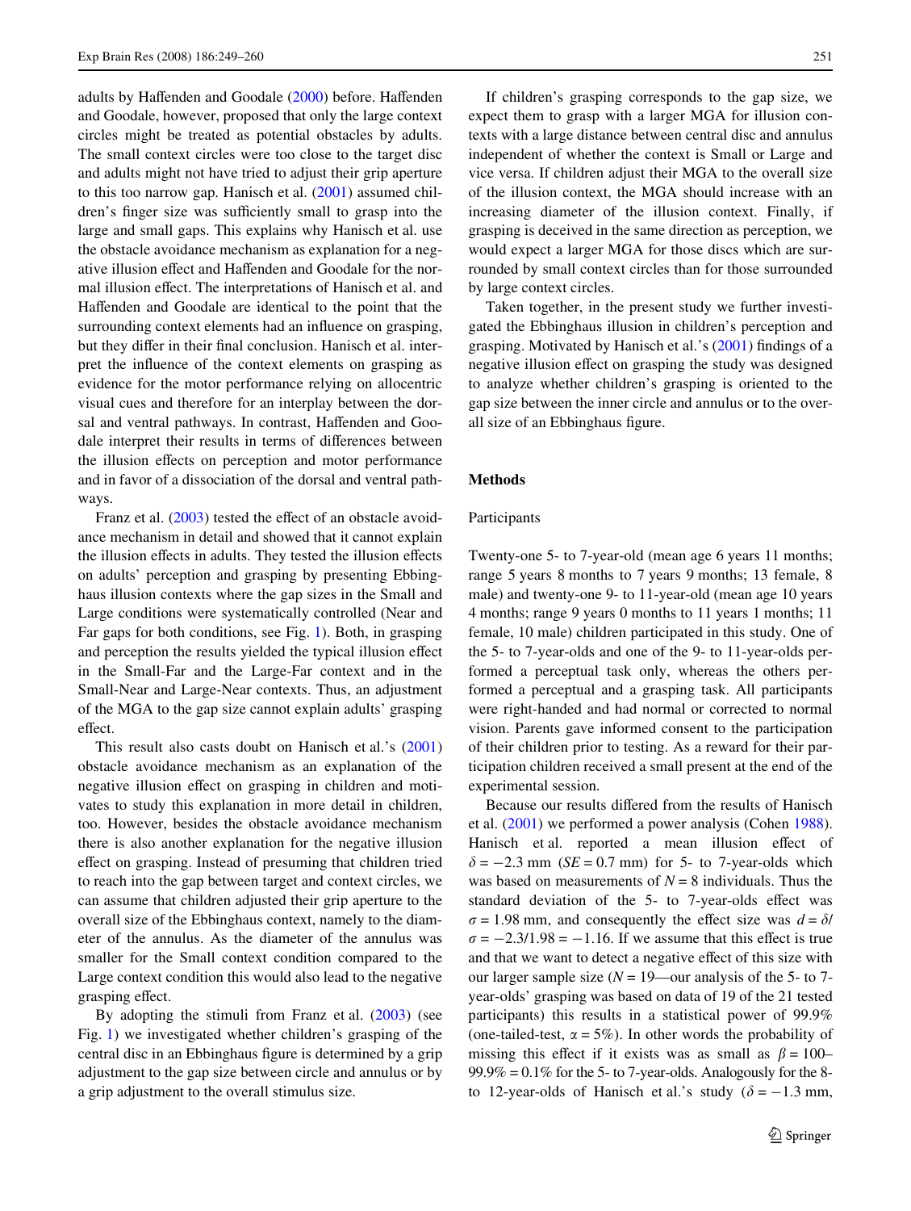adults by Haffenden and Goodale (2000) before. Haffenden and Goodale, however, proposed that only the large context circles might be treated as potential obstacles by adults. The small context circles were too close to the target disc and adults might not have tried to adjust their grip aperture to this too narrow gap. Hanisch et al. (2001) assumed children's finger size was sufficiently small to grasp into the large and small gaps. This explains why Hanisch et al. use the obstacle avoidance mechanism as explanation for a negative illusion effect and Haffenden and Goodale for the normal illusion effect. The interpretations of Hanisch et al. and Haffenden and Goodale are identical to the point that the surrounding context elements had an influence on grasping, but they differ in their final conclusion. Hanisch et al. interpret the influence of the context elements on grasping as evidence for the motor performance relying on allocentric visual cues and therefore for an interplay between the dorsal and ventral pathways. In contrast, Haffenden and Goodale interpret their results in terms of differences between the illusion effects on perception and motor performance and in favor of a dissociation of the dorsal and ventral pathways.

Franz et al. (2003) tested the effect of an obstacle avoidance mechanism in detail and showed that it cannot explain the illusion effects in adults. They tested the illusion effects on adults' perception and grasping by presenting Ebbinghaus illusion contexts where the gap sizes in the Small and Large conditions were systematically controlled (Near and Far gaps for both conditions, see Fig. 1). Both, in grasping and perception the results yielded the typical illusion effect in the Small-Far and the Large-Far context and in the Small-Near and Large-Near contexts. Thus, an adjustment of the MGA to the gap size cannot explain adults' grasping effect.

This result also casts doubt on Hanisch et al.'s (2001) obstacle avoidance mechanism as an explanation of the negative illusion effect on grasping in children and motivates to study this explanation in more detail in children, too. However, besides the obstacle avoidance mechanism there is also another explanation for the negative illusion effect on grasping. Instead of presuming that children tried to reach into the gap between target and context circles, we can assume that children adjusted their grip aperture to the overall size of the Ebbinghaus context, namely to the diameter of the annulus. As the diameter of the annulus was smaller for the Small context condition compared to the Large context condition this would also lead to the negative grasping effect.

By adopting the stimuli from Franz et al. (2003) (see Fig. 1) we investigated whether children's grasping of the central disc in an Ebbinghaus figure is determined by a grip adjustment to the gap size between circle and annulus or by a grip adjustment to the overall stimulus size.

If children's grasping corresponds to the gap size, we expect them to grasp with a larger MGA for illusion contexts with a large distance between central disc and annulus independent of whether the context is Small or Large and vice versa. If children adjust their MGA to the overall size of the illusion context, the MGA should increase with an increasing diameter of the illusion context. Finally, if grasping is deceived in the same direction as perception, we would expect a larger MGA for those discs which are surrounded by small context circles than for those surrounded by large context circles.

Taken together, in the present study we further investigated the Ebbinghaus illusion in children's perception and grasping. Motivated by Hanisch et al.'s (2001) findings of a negative illusion effect on grasping the study was designed to analyze whether children's grasping is oriented to the gap size between the inner circle and annulus or to the overall size of an Ebbinghaus figure.

## Methods

### Participants

Twenty-one 5- to 7-year-old (mean age 6 years 11 months; range 5 years 8 months to 7 years 9 months; 13 female, 8 male) and twenty-one 9- to 11-year-old (mean age 10 years 4 months; range 9 years 0 months to 11 years 1 months; 11 female, 10 male) children participated in this study. One of the 5- to 7-year-olds and one of the 9- to 11-year-olds performed a perceptual task only, whereas the others performed a perceptual and a grasping task. All participants were right-handed and had normal or corrected to normal vision. Parents gave informed consent to the participation of their children prior to testing. As a reward for their participation children received a small present at the end of the experimental session.

Because our results differed from the results of Hanisch et al. (2001) we performed a power analysis (Cohen 1988). Hanisch et al. reported a mean illusion effect of $\delta = -2.3$ mm ($SE = 0.7$ mm) for 5- to 7-year-olds which was based on measurements of $N = 8$ individuals. Thus the standard deviation of the 5- to 7-year-olds effect was $\sigma = 1.98$ mm, and consequently the effect size was $d = \delta/\sigma = -2.3/1.98 = -1.16$. If we assume that this effect is true and that we want to detect a negative effect of this size with our larger sample size ($N = 19$—our analysis of the 5- to 7-year-olds' grasping was based on data of 19 of the 21 tested participants) this results in a statistical power of 99.9% (one-tailed-test, $\alpha = 5\%$). In other words the probability of missing this effect if it exists was as small as $\beta = 100–99.9\% = 0.1\%$ for the 5- to 7-year-olds. Analogously for the 8- to 12-year-olds of Hanisch et al.'s study ($\delta = -1.3$ mm,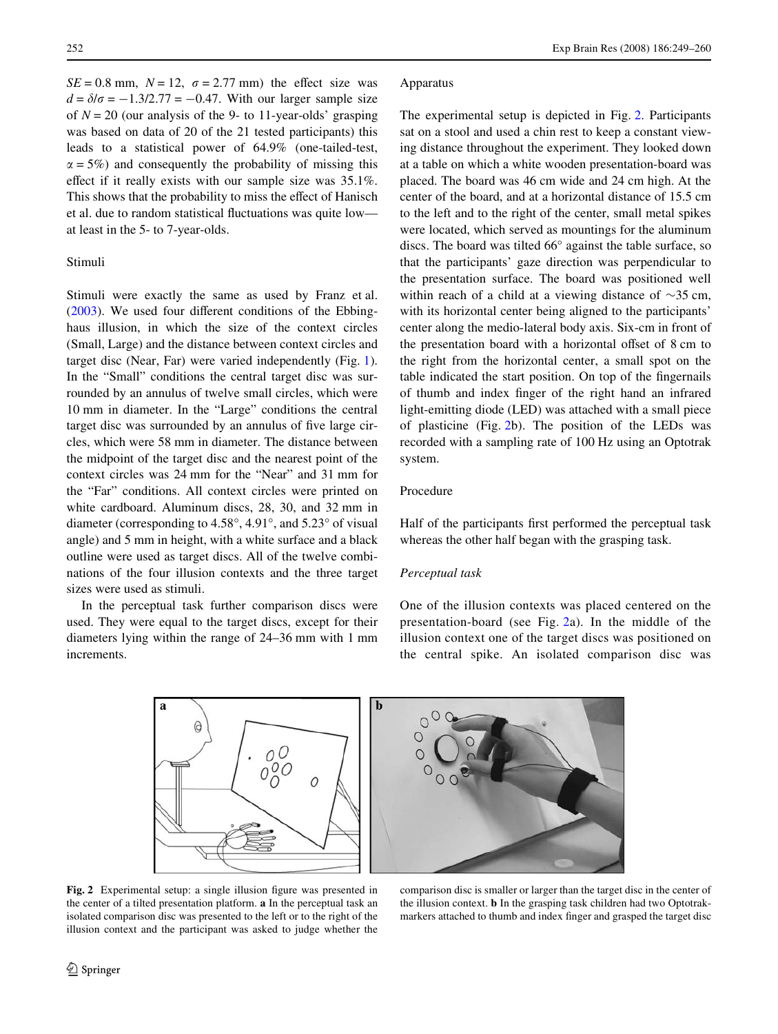$SE = 0.8$ mm, $N = 12$, $\sigma = 2.77$ mm) the effect size was $d = \delta/\sigma = -1.3/2.77 = -0.47$. With our larger sample size of $N = 20$ (our analysis of the 9- to 11-year-olds' grasping was based on data of 20 of the 21 tested participants) this leads to a statistical power of 64.9% (one-tailed-test, $\alpha = 5\%$) and consequently the probability of missing this effect if it really exists with our sample size was 35.1%. This shows that the probability to miss the effect of Hanisch et al. due to random statistical fluctuations was quite low—at least in the 5- to 7-year-olds.

### Stimuli

Stimuli were exactly the same as used by Franz et al. (2003). We used four different conditions of the Ebbinghaus illusion, in which the size of the context circles (Small, Large) and the distance between context circles and target disc (Near, Far) were varied independently (Fig. 1). In the "Small" conditions the central target disc was surrounded by an annulus of twelve small circles, which were 10 mm in diameter. In the "Large" conditions the central target disc was surrounded by an annulus of five large circles, which were 58 mm in diameter. The distance between the midpoint of the target disc and the nearest point of the context circles was 24 mm for the "Near" and 31 mm for the "Far" conditions. All context circles were printed on white cardboard. Aluminum discs, 28, 30, and 32 mm in diameter (corresponding to 4.58°, 4.91°, and 5.23° of visual angle) and 5 mm in height, with a white surface and a black outline were used as target discs. All of the twelve combinations of the four illusion contexts and the three target sizes were used as stimuli.

In the perceptual task further comparison discs were used. They were equal to the target discs, except for their diameters lying within the range of 24–36 mm with 1 mm increments.

### Apparatus

The experimental setup is depicted in Fig. 2. Participants sat on a stool and used a chin rest to keep a constant viewing distance throughout the experiment. They looked down at a table on which a white wooden presentation-board was placed. The board was 46 cm wide and 24 cm high. At the center of the board, and at a horizontal distance of 15.5 cm to the left and to the right of the center, small metal spikes were located, which served as mountings for the aluminum discs. The board was tilted 66° against the table surface, so that the participants' gaze direction was perpendicular to the presentation surface. The board was positioned well within reach of a child at a viewing distance of ~35 cm, with its horizontal center being aligned to the participants' center along the medio-lateral body axis. Six-cm in front of the presentation board with a horizontal offset of 8 cm to the right from the horizontal center, a small spot on the table indicated the start position. On top of the fingernails of thumb and index finger of the right hand an infrared light-emitting diode (LED) was attached with a small piece of plasticine (Fig. 2b). The position of the LEDs was recorded with a sampling rate of 100 Hz using an Optotrak system.

### Procedure

Half of the participants first performed the perceptual task whereas the other half began with the grasping task.

#### *Perceptual task*

One of the illusion contexts was placed centered on the presentation-board (see Fig. 2a). In the middle of the illusion context one of the target discs was positioned on the central spike. An isolated comparison disc was

**Fig. 2** Experimental setup: a single illusion figure was presented in the center of a tilted presentation platform. **a** In the perceptual task an isolated comparison disc was presented to the left or to the right of the illusion context and the participant was asked to judge whether the comparison disc is smaller or larger than the target disc in the center of the illusion context. **b** In the grasping task children had two Optotrak-markers attached to thumb and index finger and grasped the target disc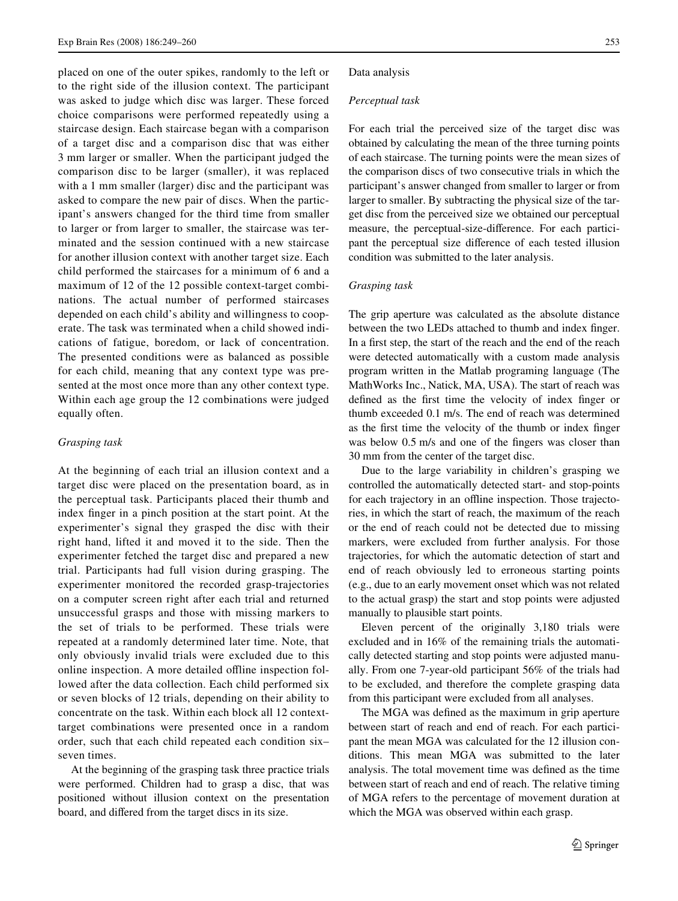placed on one of the outer spikes, randomly to the left or to the right side of the illusion context. The participant was asked to judge which disc was larger. These forced choice comparisons were performed repeatedly using a staircase design. Each staircase began with a comparison of a target disc and a comparison disc that was either 3 mm larger or smaller. When the participant judged the comparison disc to be larger (smaller), it was replaced with a 1 mm smaller (larger) disc and the participant was asked to compare the new pair of discs. When the participant's answers changed for the third time from smaller to larger or from larger to smaller, the staircase was terminated and the session continued with a new staircase for another illusion context with another target size. Each child performed the staircases for a minimum of 6 and a maximum of 12 of the 12 possible context-target combinations. The actual number of performed staircases depended on each child's ability and willingness to cooperate. The task was terminated when a child showed indications of fatigue, boredom, or lack of concentration. The presented conditions were as balanced as possible for each child, meaning that any context type was presented at the most once more than any other context type. Within each age group the 12 combinations were judged equally often.

*Grasping task*

At the beginning of each trial an illusion context and a target disc were placed on the presentation board, as in the perceptual task. Participants placed their thumb and index finger in a pinch position at the start point. At the experimenter's signal they grasped the disc with their right hand, lifted it and moved it to the side. Then the experimenter fetched the target disc and prepared a new trial. Participants had full vision during grasping. The experimenter monitored the recorded grasp-trajectories on a computer screen right after each trial and returned unsuccessful grasps and those with missing markers to the set of trials to be performed. These trials were repeated at a randomly determined later time. Note, that only obviously invalid trials were excluded due to this online inspection. A more detailed offline inspection followed after the data collection. Each child performed six or seven blocks of 12 trials, depending on their ability to concentrate on the task. Within each block all 12 context-target combinations were presented once in a random order, such that each child repeated each condition six–seven times.

At the beginning of the grasping task three practice trials were performed. Children had to grasp a disc, that was positioned without illusion context on the presentation board, and differed from the target discs in its size.

Data analysis

*Perceptual task*

For each trial the perceived size of the target disc was obtained by calculating the mean of the three turning points of each staircase. The turning points were the mean sizes of the comparison discs of two consecutive trials in which the participant's answer changed from smaller to larger or from larger to smaller. By subtracting the physical size of the target disc from the perceived size we obtained our perceptual measure, the perceptual-size-difference. For each participant the perceptual size difference of each tested illusion condition was submitted to the later analysis.

*Grasping task*

The grip aperture was calculated as the absolute distance between the two LEDs attached to thumb and index finger. In a first step, the start of the reach and the end of the reach were detected automatically with a custom made analysis program written in the Matlab programing language (The MathWorks Inc., Natick, MA, USA). The start of reach was defined as the first time the velocity of index finger or thumb exceeded 0.1 m/s. The end of reach was determined as the first time the velocity of the thumb or index finger was below 0.5 m/s and one of the fingers was closer than 30 mm from the center of the target disc.

Due to the large variability in children's grasping we controlled the automatically detected start- and stop-points for each trajectory in an offline inspection. Those trajectories, in which the start of reach, the maximum of the reach or the end of reach could not be detected due to missing markers, were excluded from further analysis. For those trajectories, for which the automatic detection of start and end of reach obviously led to erroneous starting points (e.g., due to an early movement onset which was not related to the actual grasp) the start and stop points were adjusted manually to plausible start points.

Eleven percent of the originally 3,180 trials were excluded and in 16% of the remaining trials the automatically detected starting and stop points were adjusted manually. From one 7-year-old participant 56% of the trials had to be excluded, and therefore the complete grasping data from this participant were excluded from all analyses.

The MGA was defined as the maximum in grip aperture between start of reach and end of reach. For each participant the mean MGA was calculated for the 12 illusion conditions. This mean MGA was submitted to the later analysis. The total movement time was defined as the time between start of reach and end of reach. The relative timing of MGA refers to the percentage of movement duration at which the MGA was observed within each grasp.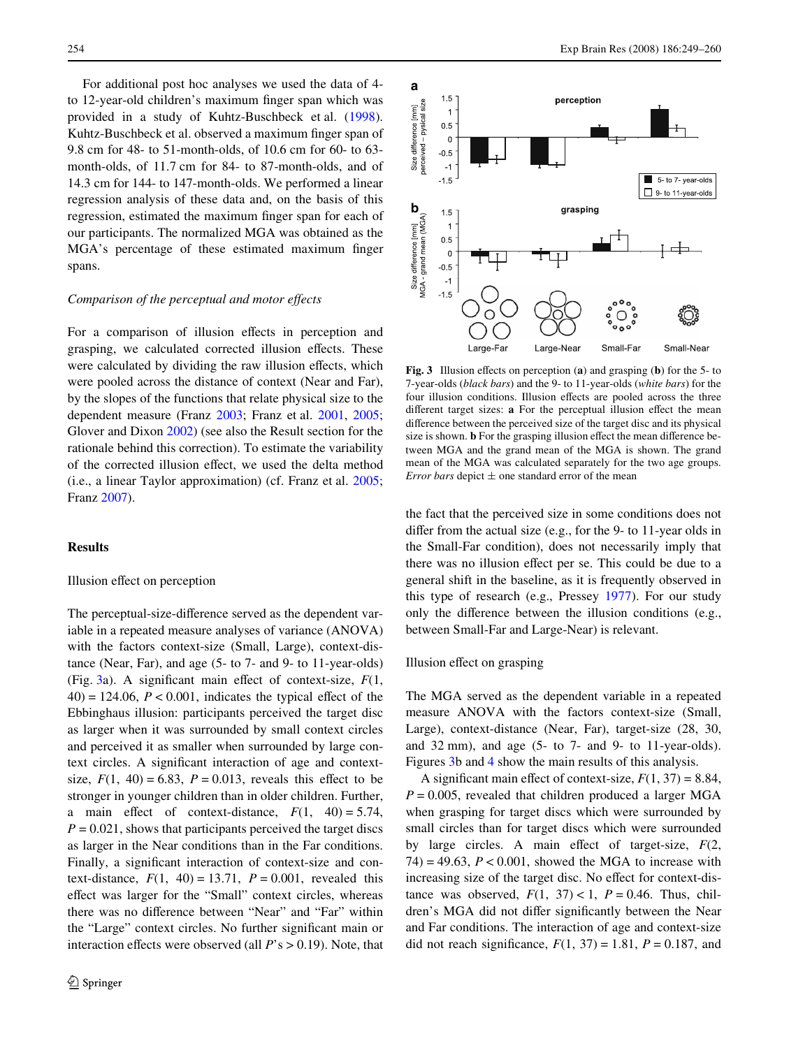For additional post hoc analyses we used the data of 4- to 12-year-old children's maximum finger span which was provided in a study of Kuhtz-Buschbeck et al. (1998). Kuhtz-Buschbeck et al. observed a maximum finger span of 9.8 cm for 48- to 51-month-olds, of 10.6 cm for 60- to 63-month-olds, of 11.7 cm for 84- to 87-month-olds, and of 14.3 cm for 144- to 147-month-olds. We performed a linear regression analysis of these data and, on the basis of this regression, estimated the maximum finger span for each of our participants. The normalized MGA was obtained as the MGA's percentage of these estimated maximum finger spans.

*Comparison of the perceptual and motor effects*

For a comparison of illusion effects in perception and grasping, we calculated corrected illusion effects. These were calculated by dividing the raw illusion effects, which were pooled across the distance of context (Near and Far), by the slopes of the functions that relate physical size to the dependent measure (Franz 2003; Franz et al. 2001, 2005; Glover and Dixon 2002) (see also the Result section for the rationale behind this correction). To estimate the variability of the corrected illusion effect, we used the delta method (i.e., a linear Taylor approximation) (cf. Franz et al. 2005; Franz 2007).

## Results

### Illusion effect on perception

The perceptual-size-difference served as the dependent variable in a repeated measure analyses of variance (ANOVA) with the factors context-size (Small, Large), context-distance (Near, Far), and age (5- to 7- and 9- to 11-year-olds) (Fig. 3a). A significant main effect of context-size, $F(1, 40) = 124.06$, $P < 0.001$, indicates the typical effect of the Ebbinghaus illusion: participants perceived the target disc as larger when it was surrounded by small context circles and perceived it as smaller when surrounded by large context circles. A significant interaction of age and context-size, $F(1, 40) = 6.83$, $P = 0.013$, reveals this effect to be stronger in younger children than in older children. Further, a main effect of context-distance, $F(1, 40) = 5.74$, $P = 0.021$, shows that participants perceived the target discs as larger in the Near conditions than in the Far conditions. Finally, a significant interaction of context-size and context-distance, $F(1, 40) = 13.71$, $P = 0.001$, revealed this effect was larger for the "Small" context circles, whereas there was no difference between "Near" and "Far" within the "Large" context circles. No further significant main or interaction effects were observed (all $P$'s > 0.19). Note, that the fact that the perceived size in some conditions does not differ from the actual size (e.g., for the 9- to 11-year olds in the Small-Far condition), does not necessarily imply that there was no illusion effect per se. This could be due to a general shift in the baseline, as it is frequently observed in this type of research (e.g., Pressey 1977). For our study only the difference between the illusion conditions (e.g., between Small-Far and Large-Near) is relevant.

**Fig. 3** Illusion effects on perception (**a**) and grasping (**b**) for the 5- to 7-year-olds (*black bars*) and the 9- to 11-year-olds (*white bars*) for the four illusion conditions. Illusion effects are pooled across the three different target sizes: **a** For the perceptual illusion effect the mean difference between the perceived size of the target disc and its physical size is shown. **b** For the grasping illusion effect the mean difference between MGA and the grand mean of the MGA is shown. The grand mean of the MGA was calculated separately for the two age groups. *Error bars* depict ± one standard error of the mean

### Illusion effect on grasping

The MGA served as the dependent variable in a repeated measure ANOVA with the factors context-size (Small, Large), context-distance (Near, Far), target-size (28, 30, and 32 mm), and age (5- to 7- and 9- to 11-year-olds). Figures 3b and 4 show the main results of this analysis.

A significant main effect of context-size, $F(1, 37) = 8.84$, $P = 0.005$, revealed that children produced a larger MGA when grasping for target discs which were surrounded by small circles than for target discs which were surrounded by large circles. A main effect of target-size, $F(2, 74) = 49.63$, $P < 0.001$, showed the MGA to increase with increasing size of the target disc. No effect for context-distance was observed, $F(1, 37) < 1$, $P = 0.46$. Thus, children's MGA did not differ significantly between the Near and Far conditions. The interaction of age and context-size did not reach significance, $F(1, 37) = 1.81$, $P = 0.187$, and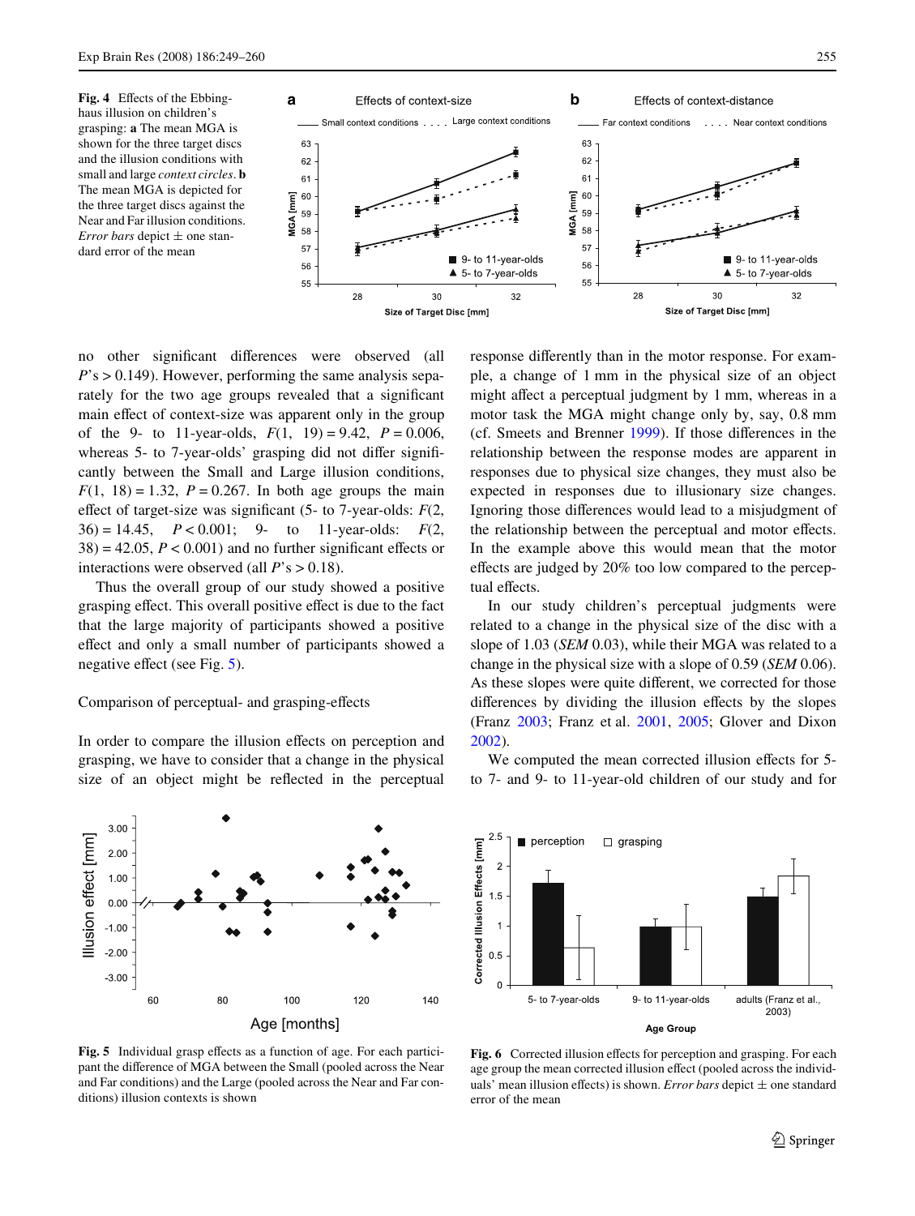Fig. 4 Effects of the Ebbinghaus illusion on children's grasping: **a** The mean MGA is shown for the three target discs and the illusion conditions with small and large *context circles*. **b** The mean MGA is depicted for the three target discs against the Near and Far illusion conditions. *Error bars* depict ± one standard error of the mean

no other significant differences were observed (all $P$'s > 0.149). However, performing the same analysis separately for the two age groups revealed that a significant main effect of context-size was apparent only in the group of the 9- to 11-year-olds, $F(1, 19) = 9.42$, $P = 0.006$, whereas 5- to 7-year-olds' grasping did not differ significantly between the Small and Large illusion conditions, $F(1, 18) = 1.32$, $P = 0.267$. In both age groups the main effect of target-size was significant (5- to 7-year-olds: $F(2, 36) = 14.45$, $P < 0.001$; 9- to 11-year-olds: $F(2, 38) = 42.05$, $P < 0.001$) and no further significant effects or interactions were observed (all $P$'s > 0.18).

Thus the overall group of our study showed a positive grasping effect. This overall positive effect is due to the fact that the large majority of participants showed a positive effect and only a small number of participants showed a negative effect (see Fig. 5).

Comparison of perceptual- and grasping-effects

In order to compare the illusion effects on perception and grasping, we have to consider that a change in the physical size of an object might be reflected in the perceptual response differently than in the motor response. For example, a change of 1 mm in the physical size of an object might affect a perceptual judgment by 1 mm, whereas in a motor task the MGA might change only by, say, 0.8 mm (cf. Smeets and Brenner 1999). If those differences in the relationship between the response modes are apparent in responses due to physical size changes, they must also be expected in responses due to illusionary size changes. Ignoring those differences would lead to a misjudgment of the relationship between the perceptual and motor effects. In the example above this would mean that the motor effects are judged by 20% too low compared to the perceptual effects.

In our study children's perceptual judgments were related to a change in the physical size of the disc with a slope of 1.03 (*SEM* 0.03), while their MGA was related to a change in the physical size with a slope of 0.59 (*SEM* 0.06). As these slopes were quite different, we corrected for those differences by dividing the illusion effects by the slopes (Franz 2003; Franz et al. 2001, 2005; Glover and Dixon 2002).

We computed the mean corrected illusion effects for 5- to 7- and 9- to 11-year-old children of our study and for

Fig. 5 Individual grasp effects as a function of age. For each participant the difference of MGA between the Small (pooled across the Near and Far conditions) and the Large (pooled across the Near and Far conditions) illusion contexts is shown

Fig. 6 Corrected illusion effects for perception and grasping. For each age group the mean corrected illusion effect (pooled across the individuals' mean illusion effects) is shown. *Error bars* depict ± one standard error of the mean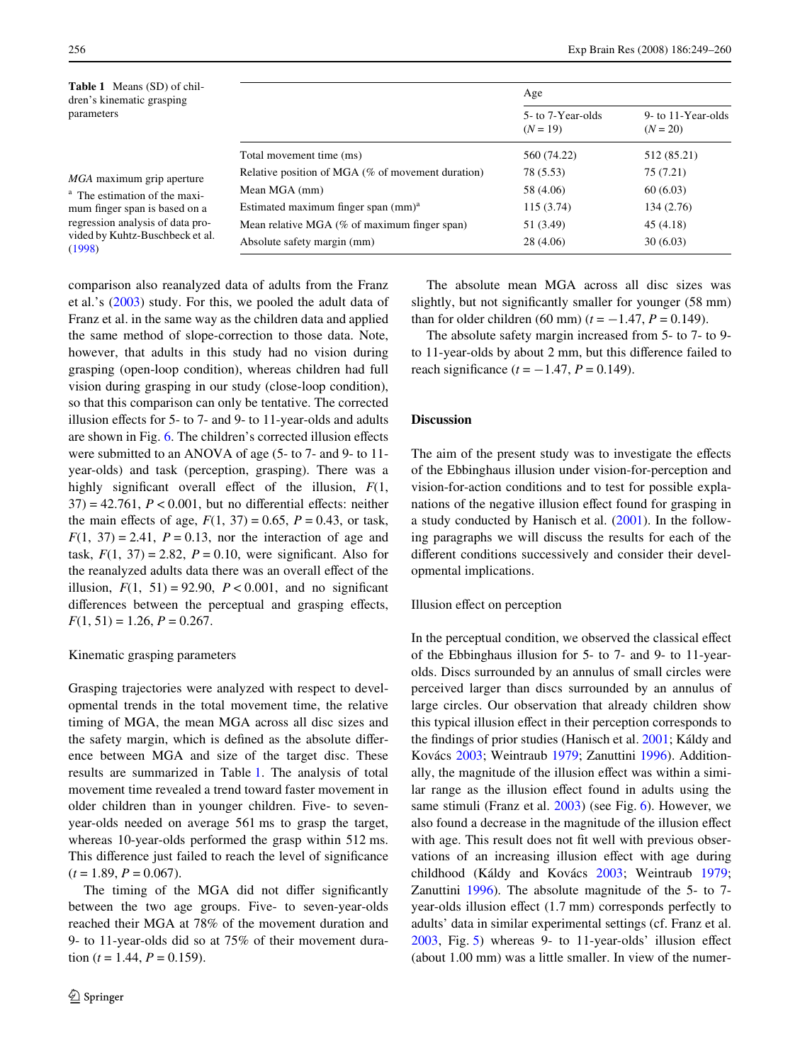**Table 1** Means (SD) of children's kinematic grasping parameters

| | Age | |
|---|---|---|
| | 5- to 7-Year-olds ($N = 19$) | 9- to 11-Year-olds ($N = 20$) |
| Total movement time (ms) | 560 (74.22) | 512 (85.21) |
| Relative position of MGA (% of movement duration) | 78 (5.53) | 75 (7.21) |
| Mean MGA (mm) | 58 (4.06) | 60 (6.03) |
| Estimated maximum finger span (mm)[a] | 115 (3.74) | 134 (2.76) |
| Mean relative MGA (% of maximum finger span) | 51 (3.49) | 45 (4.18) |
| Absolute safety margin (mm) | 28 (4.06) | 30 (6.03) |

*MGA* maximum grip aperture

[a] The estimation of the maximum finger span is based on a regression analysis of data provided by Kuhtz-Buschbeck et al. (1998)

comparison also reanalyzed data of adults from the Franz et al.'s (2003) study. For this, we pooled the adult data of Franz et al. in the same way as the children data and applied the same method of slope-correction to those data. Note, however, that adults in this study had no vision during grasping (open-loop condition), whereas children had full vision during grasping in our study (close-loop condition), so that this comparison can only be tentative. The corrected illusion effects for 5- to 7- and 9- to 11-year-olds and adults are shown in Fig. 6. The children's corrected illusion effects were submitted to an ANOVA of age (5- to 7- and 9- to 11-year-olds) and task (perception, grasping). There was a highly significant overall effect of the illusion, $F(1, 37) = 42.761$, $P < 0.001$, but no differential effects: neither the main effects of age, $F(1, 37) = 0.65$, $P = 0.43$, or task, $F(1, 37) = 2.41$, $P = 0.13$, nor the interaction of age and task, $F(1, 37) = 2.82$, $P = 0.10$, were significant. Also for the reanalyzed adults data there was an overall effect of the illusion, $F(1, 51) = 92.90$, $P < 0.001$, and no significant differences between the perceptual and grasping effects, $F(1, 51) = 1.26$, $P = 0.267$.

### Kinematic grasping parameters

Grasping trajectories were analyzed with respect to developmental trends in the total movement time, the relative timing of MGA, the mean MGA across all disc sizes and the safety margin, which is defined as the absolute difference between MGA and size of the target disc. These results are summarized in Table 1. The analysis of total movement time revealed a trend toward faster movement in older children than in younger children. Five- to seven-year-olds needed on average 561 ms to grasp the target, whereas 10-year-olds performed the grasp within 512 ms. This difference just failed to reach the level of significance ($t = 1.89$, $P = 0.067$).

The timing of the MGA did not differ significantly between the two age groups. Five- to seven-year-olds reached their MGA at 78% of the movement duration and 9- to 11-year-olds did so at 75% of their movement duration ($t = 1.44$, $P = 0.159$).

The absolute mean MGA across all disc sizes was slightly, but not significantly smaller for younger (58 mm) than for older children (60 mm) ($t = -1.47$, $P = 0.149$).

The absolute safety margin increased from 5- to 7- to 9- to 11-year-olds by about 2 mm, but this difference failed to reach significance ($t = -1.47$, $P = 0.149$).

## Discussion

The aim of the present study was to investigate the effects of the Ebbinghaus illusion under vision-for-perception and vision-for-action conditions and to test for possible explanations of the negative illusion effect found for grasping in a study conducted by Hanisch et al. (2001). In the following paragraphs we will discuss the results for each of the different conditions successively and consider their developmental implications.

### Illusion effect on perception

In the perceptual condition, we observed the classical effect of the Ebbinghaus illusion for 5- to 7- and 9- to 11-year-olds. Discs surrounded by an annulus of small circles were perceived larger than discs surrounded by an annulus of large circles. Our observation that already children show this typical illusion effect in their perception corresponds to the findings of prior studies (Hanisch et al. 2001; Káldy and Kovács 2003; Weintraub 1979; Zanuttini 1996). Additionally, the magnitude of the illusion effect was within a similar range as the illusion effect found in adults using the same stimuli (Franz et al. 2003) (see Fig. 6). However, we also found a decrease in the magnitude of the illusion effect with age. This result does not fit well with previous observations of an increasing illusion effect with age during childhood (Káldy and Kovács 2003; Weintraub 1979; Zanuttini 1996). The absolute magnitude of the 5- to 7-year-olds illusion effect (1.7 mm) corresponds perfectly to adults' data in similar experimental settings (cf. Franz et al. 2003, Fig. 5) whereas 9- to 11-year-olds' illusion effect (about 1.00 mm) was a little smaller. In view of the numer-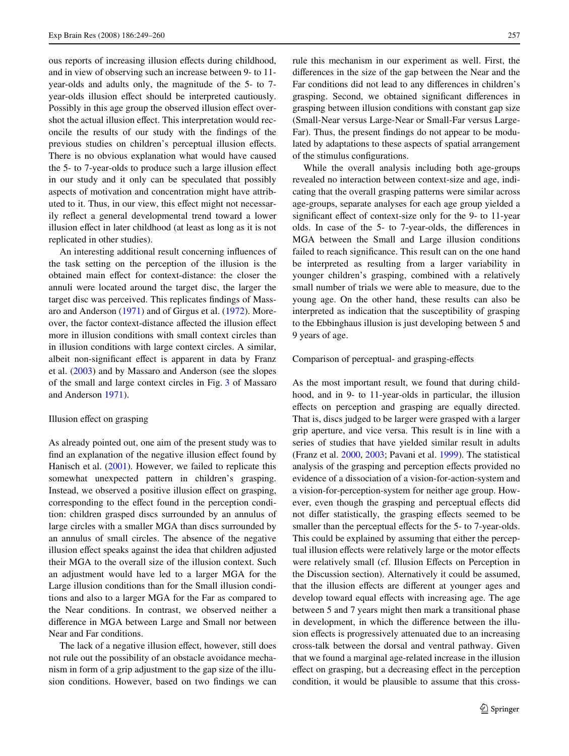ous reports of increasing illusion effects during childhood, and in view of observing such an increase between 9- to 11-year-olds and adults only, the magnitude of the 5- to 7-year-olds illusion effect should be interpreted cautiously. Possibly in this age group the observed illusion effect overshot the actual illusion effect. This interpretation would reconcile the results of our study with the findings of the previous studies on children's perceptual illusion effects. There is no obvious explanation what would have caused the 5- to 7-year-olds to produce such a large illusion effect in our study and it only can be speculated that possibly aspects of motivation and concentration might have attributed to it. Thus, in our view, this effect might not necessarily reflect a general developmental trend toward a lower illusion effect in later childhood (at least as long as it is not replicated in other studies).

An interesting additional result concerning influences of the task setting on the perception of the illusion is the obtained main effect for context-distance: the closer the annuli were located around the target disc, the larger the target disc was perceived. This replicates findings of Massaro and Anderson (1971) and Girgus et al. (1972). Moreover, the factor context-distance affected the illusion effect more in illusion conditions with small context circles than in illusion conditions with large context circles. A similar, albeit non-significant effect is apparent in data by Franz et al. (2003) and by Massaro and Anderson (see the slopes of the small and large context circles in Fig. 3 of Massaro and Anderson 1971).

### Illusion effect on grasping

As already pointed out, one aim of the present study was to find an explanation of the negative illusion effect found by Hanisch et al. (2001). However, we failed to replicate this somewhat unexpected pattern in children's grasping. Instead, we observed a positive illusion effect on grasping, corresponding to the effect found in the perception condition: children grasped discs surrounded by an annulus of large circles with a smaller MGA than discs surrounded by an annulus of small circles. The absence of the negative illusion effect speaks against the idea that children adjusted their MGA to the overall size of the illusion context. Such an adjustment would have led to a larger MGA for the Large illusion conditions than for the Small illusion conditions and also to a larger MGA for the Far as compared to the Near conditions. In contrast, we observed neither a difference in MGA between Large and Small nor between Near and Far conditions.

The lack of a negative illusion effect, however, still does not rule out the possibility of an obstacle avoidance mechanism in form of a grip adjustment to the gap size of the illusion conditions. However, based on two findings we can rule this mechanism in our experiment as well. First, the differences in the size of the gap between the Near and the Far conditions did not lead to any differences in children's grasping. Second, we obtained significant differences in grasping between illusion conditions with constant gap size (Small-Near versus Large-Near or Small-Far versus Large-Far). Thus, the present findings do not appear to be modulated by adaptations to these aspects of spatial arrangement of the stimulus configurations.

While the overall analysis including both age-groups revealed no interaction between context-size and age, indicating that the overall grasping patterns were similar across age-groups, separate analyses for each age group yielded a significant effect of context-size only for the 9- to 11-year olds. In case of the 5- to 7-year-olds, the differences in MGA between the Small and Large illusion conditions failed to reach significance. This result can on the one hand be interpreted as resulting from a larger variability in younger children's grasping, combined with a relatively small number of trials we were able to measure, due to the young age. On the other hand, these results can also be interpreted as indication that the susceptibility of grasping to the Ebbinghaus illusion is just developing between 5 and 9 years of age.

### Comparison of perceptual- and grasping-effects

As the most important result, we found that during childhood, and in 9- to 11-year-olds in particular, the illusion effects on perception and grasping are equally directed. That is, discs judged to be larger were grasped with a larger grip aperture, and vice versa. This result is in line with a series of studies that have yielded similar result in adults (Franz et al. 2000, 2003; Pavani et al. 1999). The statistical analysis of the grasping and perception effects provided no evidence of a dissociation of a vision-for-action-system and a vision-for-perception-system for neither age group. However, even though the grasping and perceptual effects did not differ statistically, the grasping effects seemed to be smaller than the perceptual effects for the 5- to 7-year-olds. This could be explained by assuming that either the perceptual illusion effects were relatively large or the motor effects were relatively small (cf. Illusion Effects on Perception in the Discussion section). Alternatively it could be assumed, that the illusion effects are different at younger ages and develop toward equal effects with increasing age. The age between 5 and 7 years might then mark a transitional phase in development, in which the difference between the illusion effects is progressively attenuated due to an increasing cross-talk between the dorsal and ventral pathway. Given that we found a marginal age-related increase in the illusion effect on grasping, but a decreasing effect in the perception condition, it would be plausible to assume that this cross-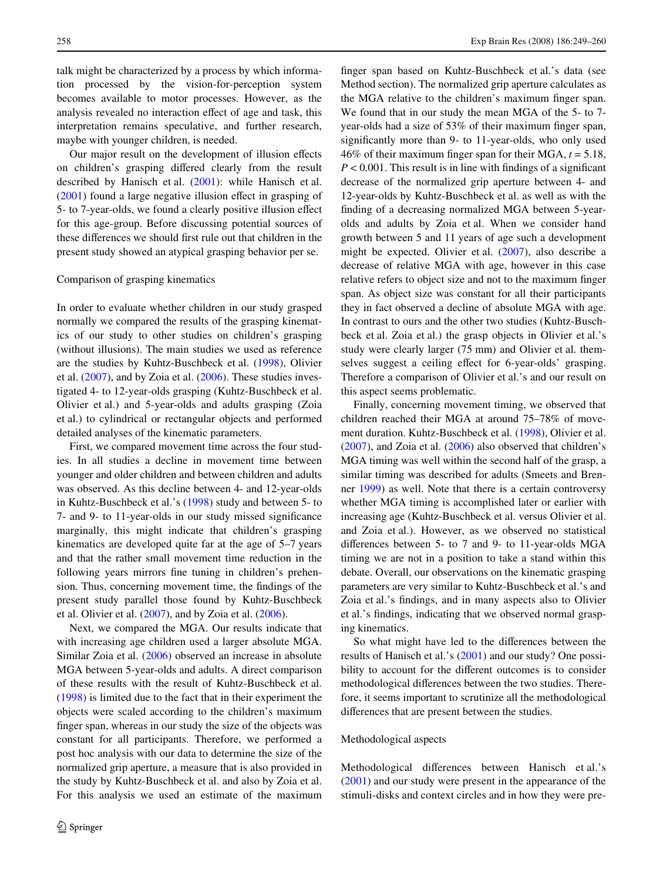talk might be characterized by a process by which information processed by the vision-for-perception system becomes available to motor processes. However, as the analysis revealed no interaction effect of age and task, this interpretation remains speculative, and further research, maybe with younger children, is needed.

Our major result on the development of illusion effects on children's grasping differed clearly from the result described by Hanisch et al. (2001): while Hanisch et al. (2001) found a large negative illusion effect in grasping of 5- to 7-year-olds, we found a clearly positive illusion effect for this age-group. Before discussing potential sources of these differences we should first rule out that children in the present study showed an atypical grasping behavior per se.

### Comparison of grasping kinematics

In order to evaluate whether children in our study grasped normally we compared the results of the grasping kinematics of our study to other studies on children's grasping (without illusions). The main studies we used as reference are the studies by Kuhtz-Buschbeck et al. (1998), Olivier et al. (2007), and by Zoia et al. (2006). These studies investigated 4- to 12-year-olds grasping (Kuhtz-Buschbeck et al. Olivier et al.) and 5-year-olds and adults grasping (Zoia et al.) to cylindrical or rectangular objects and performed detailed analyses of the kinematic parameters.

First, we compared movement time across the four studies. In all studies a decline in movement time between younger and older children and between children and adults was observed. As this decline between 4- and 12-year-olds in Kuhtz-Buschbeck et al.'s (1998) study and between 5- to 7- and 9- to 11-year-olds in our study missed significance marginally, this might indicate that children's grasping kinematics are developed quite far at the age of 5–7 years and that the rather small movement time reduction in the following years mirrors fine tuning in children's prehension. Thus, concerning movement time, the findings of the present study parallel those found by Kuhtz-Buschbeck et al. Olivier et al. (2007), and by Zoia et al. (2006).

Next, we compared the MGA. Our results indicate that with increasing age children used a larger absolute MGA. Similar Zoia et al. (2006) observed an increase in absolute MGA between 5-year-olds and adults. A direct comparison of these results with the result of Kuhtz-Buschbeck et al. (1998) is limited due to the fact that in their experiment the objects were scaled according to the children's maximum finger span, whereas in our study the size of the objects was constant for all participants. Therefore, we performed a post hoc analysis with our data to determine the size of the normalized grip aperture, a measure that is also provided in the study by Kuhtz-Buschbeck et al. and also by Zoia et al. For this analysis we used an estimate of the maximum finger span based on Kuhtz-Buschbeck et al.'s data (see Method section). The normalized grip aperture calculates as the MGA relative to the children's maximum finger span. We found that in our study the mean MGA of the 5- to 7-year-olds had a size of 53% of their maximum finger span, significantly more than 9- to 11-year-olds, who only used 46% of their maximum finger span for their MGA, $t = 5.18$, $P < 0.001$. This result is in line with findings of a significant decrease of the normalized grip aperture between 4- and 12-year-olds by Kuhtz-Buschbeck et al. as well as with the finding of a decreasing normalized MGA between 5-year-olds and adults by Zoia et al. When we consider hand growth between 5 and 11 years of age such a development might be expected. Olivier et al. (2007), also describe a decrease of relative MGA with age, however in this case relative refers to object size and not to the maximum finger span. As object size was constant for all their participants they in fact observed a decline of absolute MGA with age. In contrast to ours and the other two studies (Kuhtz-Buschbeck et al. Zoia et al.) the grasp objects in Olivier et al.'s study were clearly larger (75 mm) and Olivier et al. themselves suggest a ceiling effect for 6-year-olds' grasping. Therefore a comparison of Olivier et al.'s and our result on this aspect seems problematic.

Finally, concerning movement timing, we observed that children reached their MGA at around 75–78% of movement duration. Kuhtz-Buschbeck et al. (1998), Olivier et al. (2007), and Zoia et al. (2006) also observed that children's MGA timing was well within the second half of the grasp, a similar timing was described for adults (Smeets and Brenner 1999) as well. Note that there is a certain controversy whether MGA timing is accomplished later or earlier with increasing age (Kuhtz-Buschbeck et al. versus Olivier et al. and Zoia et al.). However, as we observed no statistical differences between 5- to 7 and 9- to 11-year-olds MGA timing we are not in a position to take a stand within this debate. Overall, our observations on the kinematic grasping parameters are very similar to Kuhtz-Buschbeck et al.'s and Zoia et al.'s findings, and in many aspects also to Olivier et al.'s findings, indicating that we observed normal grasping kinematics.

So what might have led to the differences between the results of Hanisch et al.'s (2001) and our study? One possibility to account for the different outcomes is to consider methodological differences between the two studies. Therefore, it seems important to scrutinize all the methodological differences that are present between the studies.

### Methodological aspects

Methodological differences between Hanisch et al.'s (2001) and our study were present in the appearance of the stimuli-disks and context circles and in how they were pre-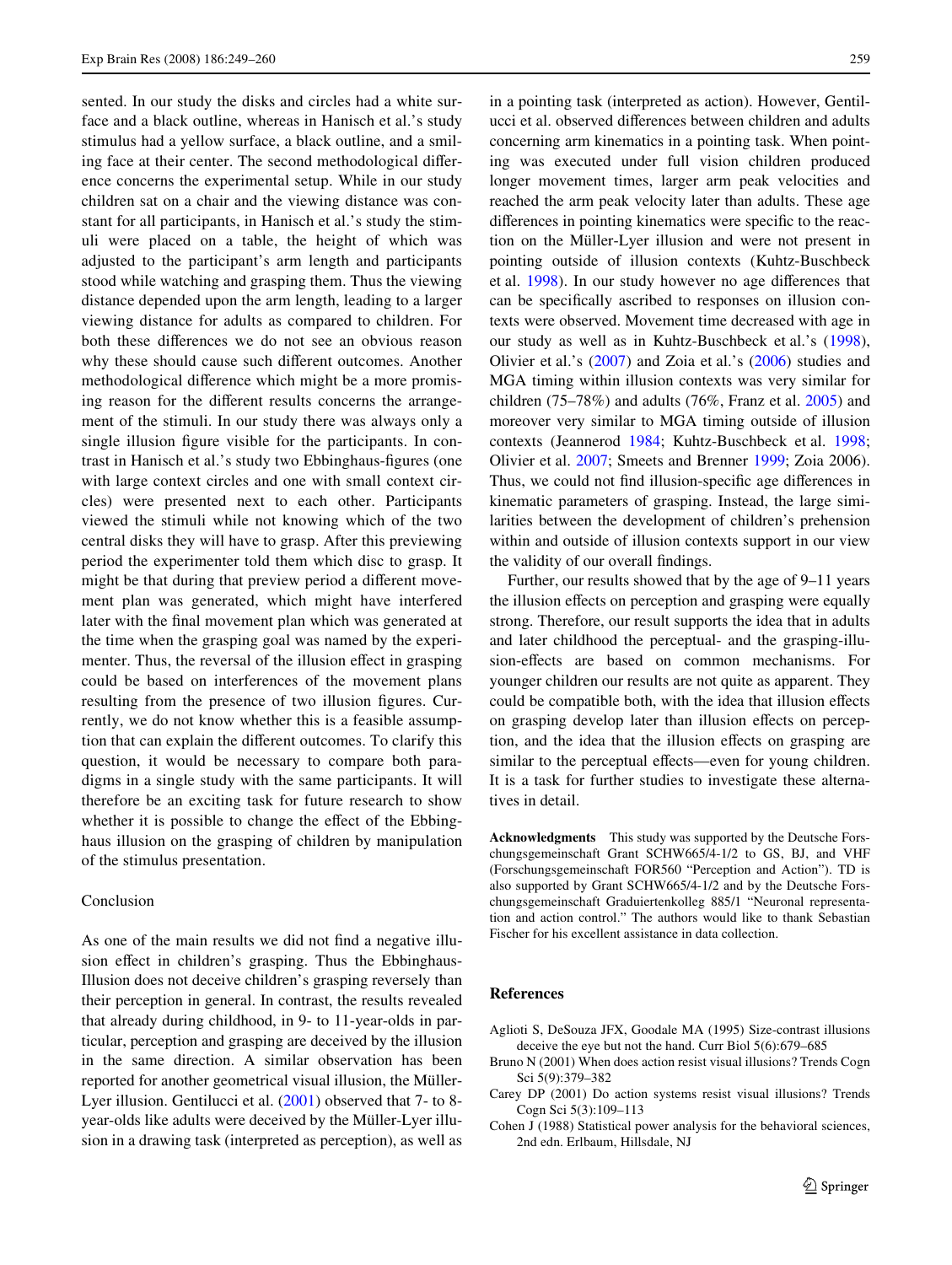sented. In our study the disks and circles had a white surface and a black outline, whereas in Hanisch et al.'s study stimulus had a yellow surface, a black outline, and a smiling face at their center. The second methodological difference concerns the experimental setup. While in our study children sat on a chair and the viewing distance was constant for all participants, in Hanisch et al.'s study the stimuli were placed on a table, the height of which was adjusted to the participant's arm length and participants stood while watching and grasping them. Thus the viewing distance depended upon the arm length, leading to a larger viewing distance for adults as compared to children. For both these differences we do not see an obvious reason why these should cause such different outcomes. Another methodological difference which might be a more promising reason for the different results concerns the arrangement of the stimuli. In our study there was always only a single illusion figure visible for the participants. In contrast in Hanisch et al.'s study two Ebbinghaus-figures (one with large context circles and one with small context circles) were presented next to each other. Participants viewed the stimuli while not knowing which of the two central disks they will have to grasp. After this previewing period the experimenter told them which disc to grasp. It might be that during that preview period a different movement plan was generated, which might have interfered later with the final movement plan which was generated at the time when the grasping goal was named by the experimenter. Thus, the reversal of the illusion effect in grasping could be based on interferences of the movement plans resulting from the presence of two illusion figures. Currently, we do not know whether this is a feasible assumption that can explain the different outcomes. To clarify this question, it would be necessary to compare both paradigms in a single study with the same participants. It will therefore be an exciting task for future research to show whether it is possible to change the effect of the Ebbinghaus illusion on the grasping of children by manipulation of the stimulus presentation.

## Conclusion

As one of the main results we did not find a negative illusion effect in children's grasping. Thus the Ebbinghaus-Illusion does not deceive children's grasping reversely than their perception in general. In contrast, the results revealed that already during childhood, in 9- to 11-year-olds in particular, perception and grasping are deceived by the illusion in the same direction. A similar observation has been reported for another geometrical visual illusion, the Müller-Lyer illusion. Gentilucci et al. (2001) observed that 7- to 8-year-olds like adults were deceived by the Müller-Lyer illusion in a drawing task (interpreted as perception), as well as in a pointing task (interpreted as action). However, Gentilucci et al. observed differences between children and adults concerning arm kinematics in a pointing task. When pointing was executed under full vision children produced longer movement times, larger arm peak velocities and reached the arm peak velocity later than adults. These age differences in pointing kinematics were specific to the reaction on the Müller-Lyer illusion and were not present in pointing outside of illusion contexts (Kuhtz-Buschbeck et al. 1998). In our study however no age differences that can be specifically ascribed to responses on illusion contexts were observed. Movement time decreased with age in our study as well as in Kuhtz-Buschbeck et al.'s (1998), Olivier et al.'s (2007) and Zoia et al.'s (2006) studies and MGA timing within illusion contexts was very similar for children (75–78%) and adults (76%, Franz et al. 2005) and moreover very similar to MGA timing outside of illusion contexts (Jeannerod 1984; Kuhtz-Buschbeck et al. 1998; Olivier et al. 2007; Smeets and Brenner 1999; Zoia 2006). Thus, we could not find illusion-specific age differences in kinematic parameters of grasping. Instead, the large similarities between the development of children's prehension within and outside of illusion contexts support in our view the validity of our overall findings.

Further, our results showed that by the age of 9–11 years the illusion effects on perception and grasping were equally strong. Therefore, our result supports the idea that in adults and later childhood the perceptual- and the grasping-illusion-effects are based on common mechanisms. For younger children our results are not quite as apparent. They could be compatible both, with the idea that illusion effects on grasping develop later than illusion effects on perception, and the idea that the illusion effects on grasping are similar to the perceptual effects—even for young children. It is a task for further studies to investigate these alternatives in detail.

**Acknowledgments** This study was supported by the Deutsche Forschungsgemeinschaft Grant SCHW665/4-1/2 to GS, BJ, and VHF (Forschungsgemeinschaft FOR560 "Perception and Action"). TD is also supported by Grant SCHW665/4-1/2 and by the Deutsche Forschungsgemeinschaft Graduiertenkolleg 885/1 "Neuronal representation and action control." The authors would like to thank Sebastian Fischer for his excellent assistance in data collection.

## References

Aglioti S, DeSouza JFX, Goodale MA (1995) Size-contrast illusions deceive the eye but not the hand. Curr Biol 5(6):679–685

Bruno N (2001) When does action resist visual illusions? Trends Cogn Sci 5(9):379–382

Carey DP (2001) Do action systems resist visual illusions? Trends Cogn Sci 5(3):109–113

Cohen J (1988) Statistical power analysis for the behavioral sciences, 2nd edn. Erlbaum, Hillsdale, NJ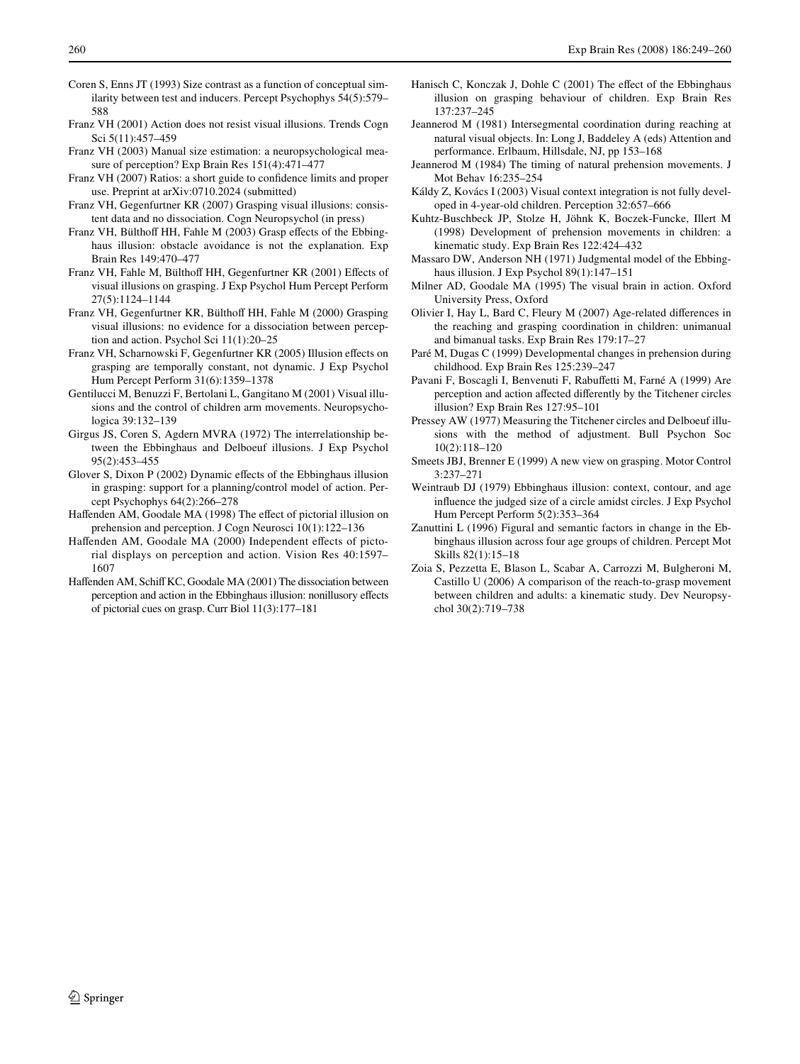Coren S, Enns JT (1993) Size contrast as a function of conceptual similarity between test and inducers. Percept Psychophys 54(5):579–588

Franz VH (2001) Action does not resist visual illusions. Trends Cogn Sci 5(11):457–459

Franz VH (2003) Manual size estimation: a neuropsychological measure of perception? Exp Brain Res 151(4):471–477

Franz VH (2007) Ratios: a short guide to confidence limits and proper use. Preprint at arXiv:0710.2024 (submitted)

Franz VH, Gegenfurtner KR (2007) Grasping visual illusions: consistent data and no dissociation. Cogn Neuropsychol (in press)

Franz VH, Bülthoff HH, Fahle M (2003) Grasp effects of the Ebbinghaus illusion: obstacle avoidance is not the explanation. Exp Brain Res 149:470–477

Franz VH, Fahle M, Bülthoff HH, Gegenfurtner KR (2001) Effects of visual illusions on grasping. J Exp Psychol Hum Percept Perform 27(5):1124–1144

Franz VH, Gegenfurtner KR, Bülthoff HH, Fahle M (2000) Grasping visual illusions: no evidence for a dissociation between perception and action. Psychol Sci 11(1):20–25

Franz VH, Scharnowski F, Gegenfurtner KR (2005) Illusion effects on grasping are temporally constant, not dynamic. J Exp Psychol Hum Percept Perform 31(6):1359–1378

Gentilucci M, Benuzzi F, Bertolani L, Gangitano M (2001) Visual illusions and the control of children arm movements. Neuropsychologica 39:132–139

Girgus JS, Coren S, Agdern MVRA (1972) The interrelationship between the Ebbinghaus and Delboeuf illusions. J Exp Psychol 95(2):453–455

Glover S, Dixon P (2002) Dynamic effects of the Ebbinghaus illusion in grasping: support for a planning/control model of action. Percept Psychophys 64(2):266–278

Haffenden AM, Goodale MA (1998) The effect of pictorial illusion on prehension and perception. J Cogn Neurosci 10(1):122–136

Haffenden AM, Goodale MA (2000) Independent effects of pictorial displays on perception and action. Vision Res 40:1597–1607

Haffenden AM, Schiff KC, Goodale MA (2001) The dissociation between perception and action in the Ebbinghaus illusion: nonillusory effects of pictorial cues on grasp. Curr Biol 11(3):177–181

Hanisch C, Konczak J, Dohle C (2001) The effect of the Ebbinghaus illusion on grasping behaviour of children. Exp Brain Res 137:237–245

Jeannerod M (1981) Intersegmental coordination during reaching at natural visual objects. In: Long J, Baddeley A (eds) Attention and performance. Erlbaum, Hillsdale, NJ, pp 153–168

Jeannerod M (1984) The timing of natural prehension movements. J Mot Behav 16:235–254

Káldy Z, Kovács I (2003) Visual context integration is not fully developed in 4-year-old children. Perception 32:657–666

Kuhtz-Buschbeck JP, Stolze H, Jöhnk K, Boczek-Funcke, Illert M (1998) Development of prehension movements in children: a kinematic study. Exp Brain Res 122:424–432

Massaro DW, Anderson NH (1971) Judgmental model of the Ebbinghaus illusion. J Exp Psychol 89(1):147–151

Milner AD, Goodale MA (1995) The visual brain in action. Oxford University Press, Oxford

Olivier I, Hay L, Bard C, Fleury M (2007) Age-related differences in the reaching and grasping coordination in children: unimanual and bimanual tasks. Exp Brain Res 179:17–27

Paré M, Dugas C (1999) Developmental changes in prehension during childhood. Exp Brain Res 125:239–247

Pavani F, Boscagli I, Benvenuti F, Rabuffetti M, Farné A (1999) Are perception and action affected differently by the Titchener circles illusion? Exp Brain Res 127:95–101

Pressey AW (1977) Measuring the Titchener circles and Delboeuf illusions with the method of adjustment. Bull Psychon Soc 10(2):118–120

Smeets JBJ, Brenner E (1999) A new view on grasping. Motor Control 3:237–271

Weintraub DJ (1979) Ebbinghaus illusion: context, contour, and age influence the judged size of a circle amidst circles. J Exp Psychol Hum Percept Perform 5(2):353–364

Zanuttini L (1996) Figural and semantic factors in change in the Ebbinghaus illusion across four age groups of children. Percept Mot Skills 82(1):15–18

Zoia S, Pezzetta E, Blason L, Scabar A, Carrozzi M, Bulgheroni M, Castillo U (2006) A comparison of the reach-to-grasp movement between children and adults: a kinematic study. Dev Neuropsychol 30(2):719–738